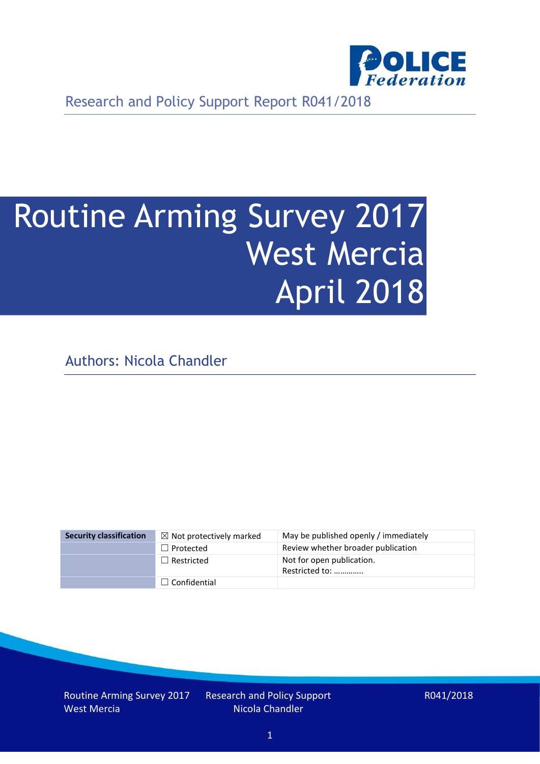Research and Policy Support Report R041/2018

# Routine Arming Survey 2017 West Mercia April 2018

Authors: Nicola Chandler

| Security classification | ☒ Not protectively marked | May be published openly / immediately |
|---|---|---|
| | ☐ Protected | Review whether broader publication |
| | ☐ Restricted | Not for open publication. Restricted to: ………….. |
| | ☐ Confidential | |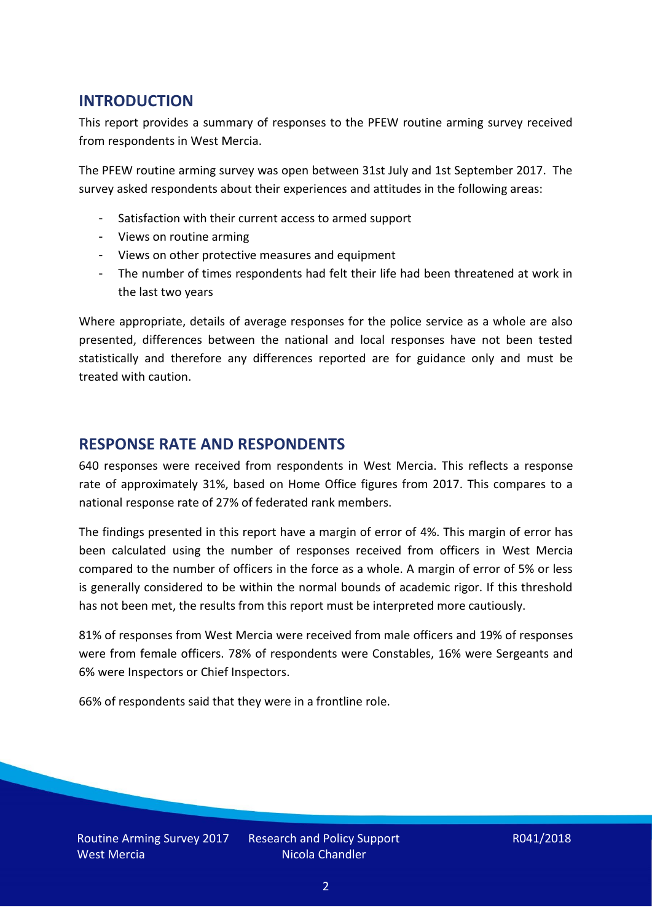## INTRODUCTION

This report provides a summary of responses to the PFEW routine arming survey received from respondents in West Mercia.

The PFEW routine arming survey was open between 31st July and 1st September 2017. The survey asked respondents about their experiences and attitudes in the following areas:

- Satisfaction with their current access to armed support
- Views on routine arming
- Views on other protective measures and equipment
- The number of times respondents had felt their life had been threatened at work in the last two years

Where appropriate, details of average responses for the police service as a whole are also presented, differences between the national and local responses have not been tested statistically and therefore any differences reported are for guidance only and must be treated with caution.

## RESPONSE RATE AND RESPONDENTS

640 responses were received from respondents in West Mercia. This reflects a response rate of approximately 31%, based on Home Office figures from 2017. This compares to a national response rate of 27% of federated rank members.

The findings presented in this report have a margin of error of 4%. This margin of error has been calculated using the number of responses received from officers in West Mercia compared to the number of officers in the force as a whole. A margin of error of 5% or less is generally considered to be within the normal bounds of academic rigor. If this threshold has not been met, the results from this report must be interpreted more cautiously.

81% of responses from West Mercia were received from male officers and 19% of responses were from female officers. 78% of respondents were Constables, 16% were Sergeants and 6% were Inspectors or Chief Inspectors.

66% of respondents said that they were in a frontline role.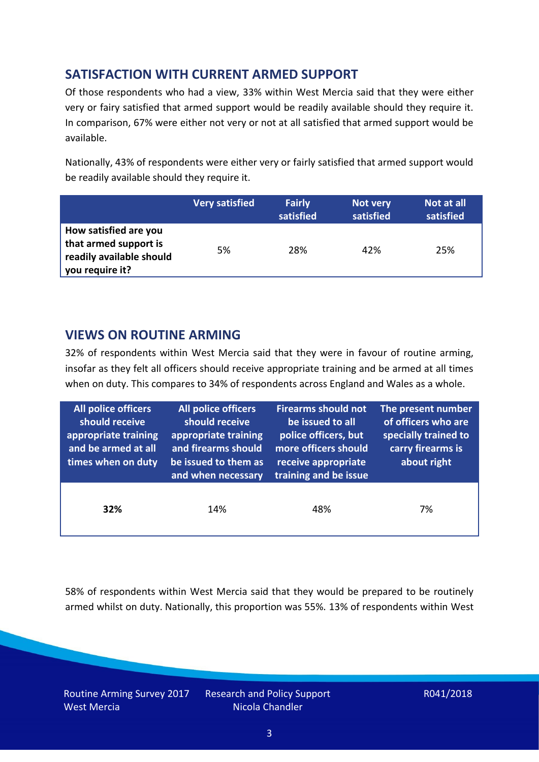## SATISFACTION WITH CURRENT ARMED SUPPORT

Of those respondents who had a view, 33% within West Mercia said that they were either very or fairy satisfied that armed support would be readily available should they require it. In comparison, 67% were either not very or not at all satisfied that armed support would be available.

Nationally, 43% of respondents were either very or fairly satisfied that armed support would be readily available should they require it.

| | Very satisfied | Fairly satisfied | Not very satisfied | Not at all satisfied |
|---|---|---|---|---|
| **How satisfied are you that armed support is readily available should you require it?** | 5% | 28% | 42% | 25% |

## VIEWS ON ROUTINE ARMING

32% of respondents within West Mercia said that they were in favour of routine arming, insofar as they felt all officers should receive appropriate training and be armed at all times when on duty. This compares to 34% of respondents across England and Wales as a whole.

| All police officers should receive appropriate training and be armed at all times when on duty | All police officers should receive appropriate training and firearms should be issued to them as and when necessary | Firearms should not be issued to all police officers, but more officers should receive appropriate training and be issue | The present number of officers who are specially trained to carry firearms is about right |
|---|---|---|---|
| **32%** | 14% | 48% | 7% |

58% of respondents within West Mercia said that they would be prepared to be routinely armed whilst on duty. Nationally, this proportion was 55%. 13% of respondents within West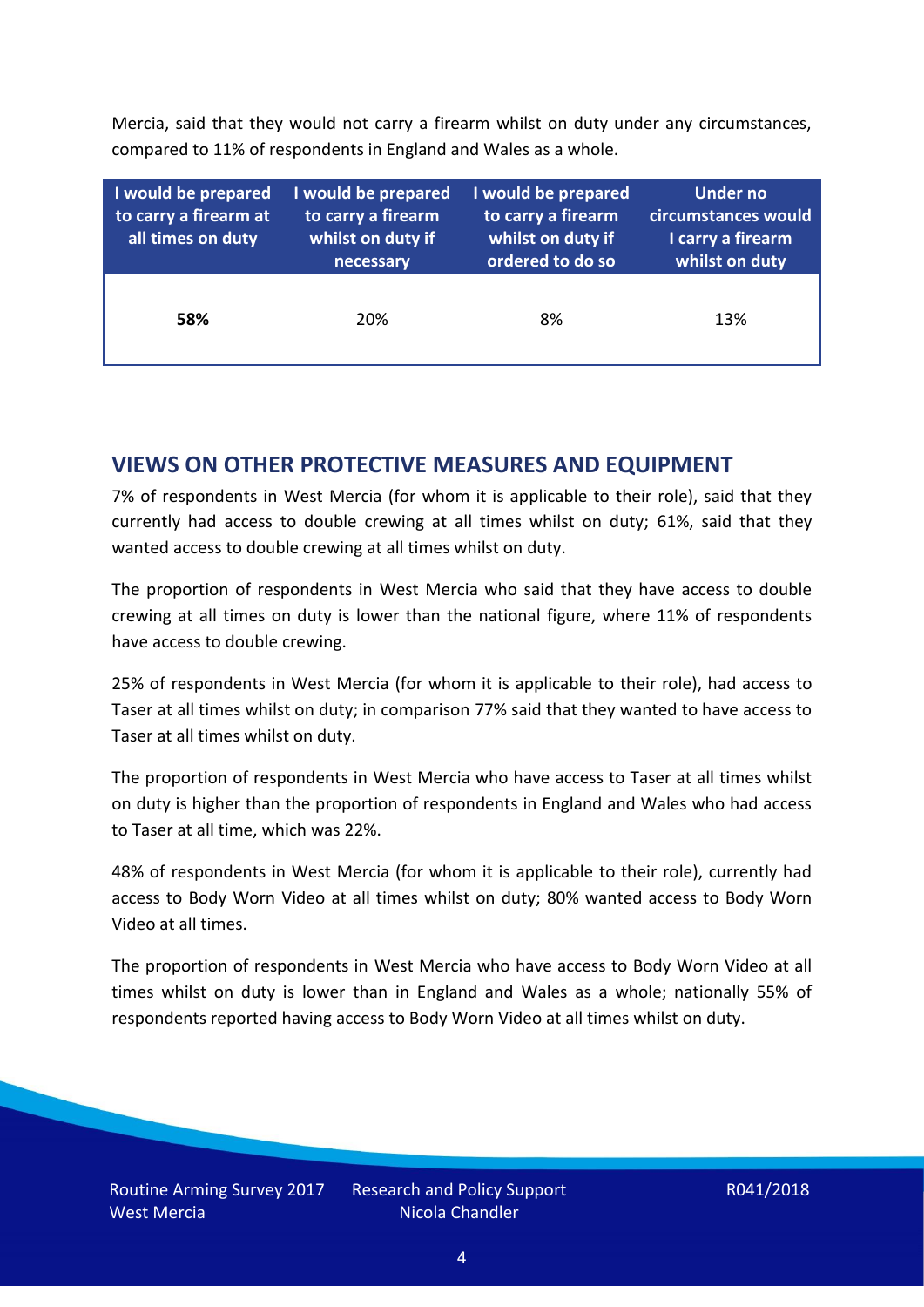Mercia, said that they would not carry a firearm whilst on duty under any circumstances, compared to 11% of respondents in England and Wales as a whole.

| I would be prepared to carry a firearm at all times on duty | I would be prepared to carry a firearm whilst on duty if necessary | I would be prepared to carry a firearm whilst on duty if ordered to do so | Under no circumstances would I carry a firearm whilst on duty |
|---|---|---|---|
| **58%** | 20% | 8% | 13% |

## VIEWS ON OTHER PROTECTIVE MEASURES AND EQUIPMENT

7% of respondents in West Mercia (for whom it is applicable to their role), said that they currently had access to double crewing at all times whilst on duty; 61%, said that they wanted access to double crewing at all times whilst on duty.

The proportion of respondents in West Mercia who said that they have access to double crewing at all times on duty is lower than the national figure, where 11% of respondents have access to double crewing.

25% of respondents in West Mercia (for whom it is applicable to their role), had access to Taser at all times whilst on duty; in comparison 77% said that they wanted to have access to Taser at all times whilst on duty.

The proportion of respondents in West Mercia who have access to Taser at all times whilst on duty is higher than the proportion of respondents in England and Wales who had access to Taser at all time, which was 22%.

48% of respondents in West Mercia (for whom it is applicable to their role), currently had access to Body Worn Video at all times whilst on duty; 80% wanted access to Body Worn Video at all times.

The proportion of respondents in West Mercia who have access to Body Worn Video at all times whilst on duty is lower than in England and Wales as a whole; nationally 55% of respondents reported having access to Body Worn Video at all times whilst on duty.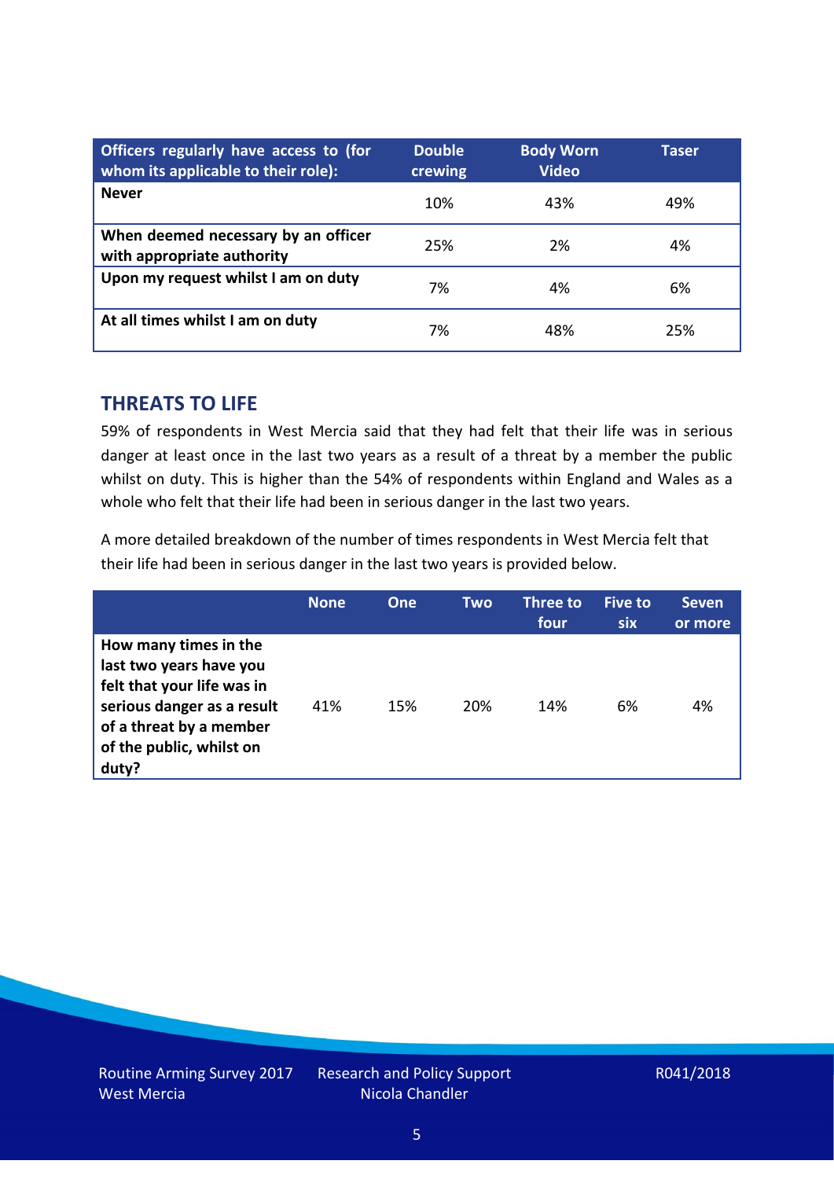| Officers regularly have access to (for whom its applicable to their role): | Double crewing | Body Worn Video | Taser |
|---|---|---|---|
| **Never** | 10% | 43% | 49% |
| **When deemed necessary by an officer with appropriate authority** | 25% | 2% | 4% |
| **Upon my request whilst I am on duty** | 7% | 4% | 6% |
| **At all times whilst I am on duty** | 7% | 48% | 25% |

## THREATS TO LIFE

59% of respondents in West Mercia said that they had felt that their life was in serious danger at least once in the last two years as a result of a threat by a member the public whilst on duty. This is higher than the 54% of respondents within England and Wales as a whole who felt that their life had been in serious danger in the last two years.

A more detailed breakdown of the number of times respondents in West Mercia felt that their life had been in serious danger in the last two years is provided below.

| | None | One | Two | Three to four | Five to six | Seven or more |
|---|---|---|---|---|---|---|
| **How many times in the last two years have you felt that your life was in serious danger as a result of a threat by a member of the public, whilst on duty?** | 41% | 15% | 20% | 14% | 6% | 4% |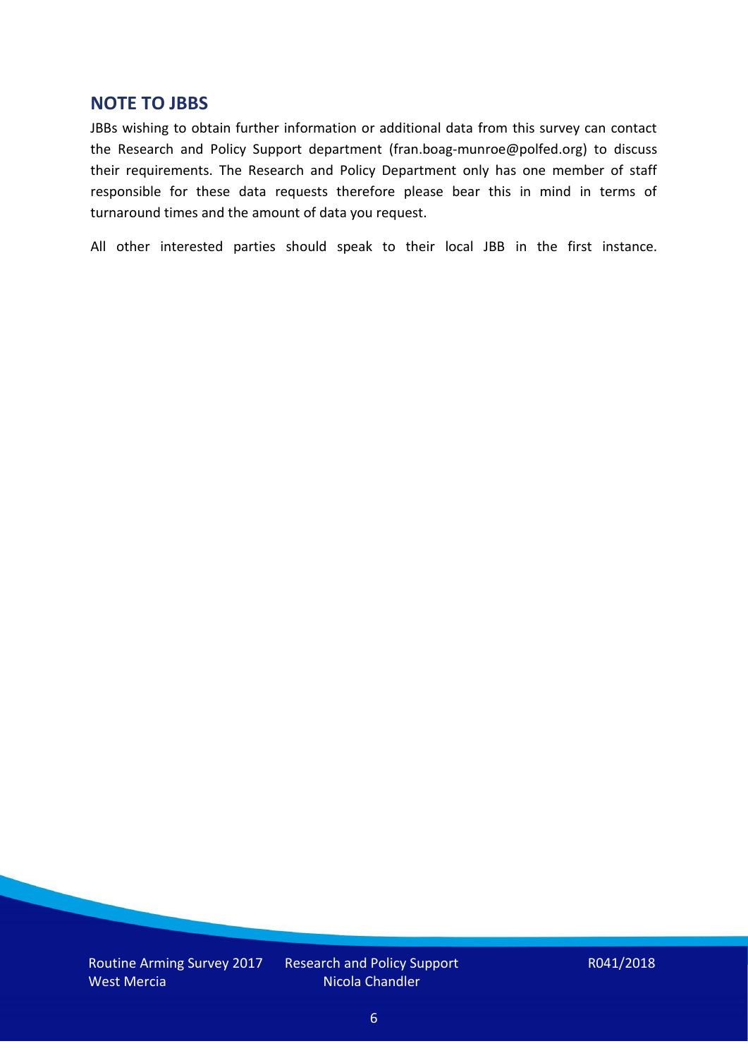## NOTE TO JBBS

JBBs wishing to obtain further information or additional data from this survey can contact the Research and Policy Support department (fran.boag-munroe@polfed.org) to discuss their requirements. The Research and Policy Department only has one member of staff responsible for these data requests therefore please bear this in mind in terms of turnaround times and the amount of data you request.

All other interested parties should speak to their local JBB in the first instance.